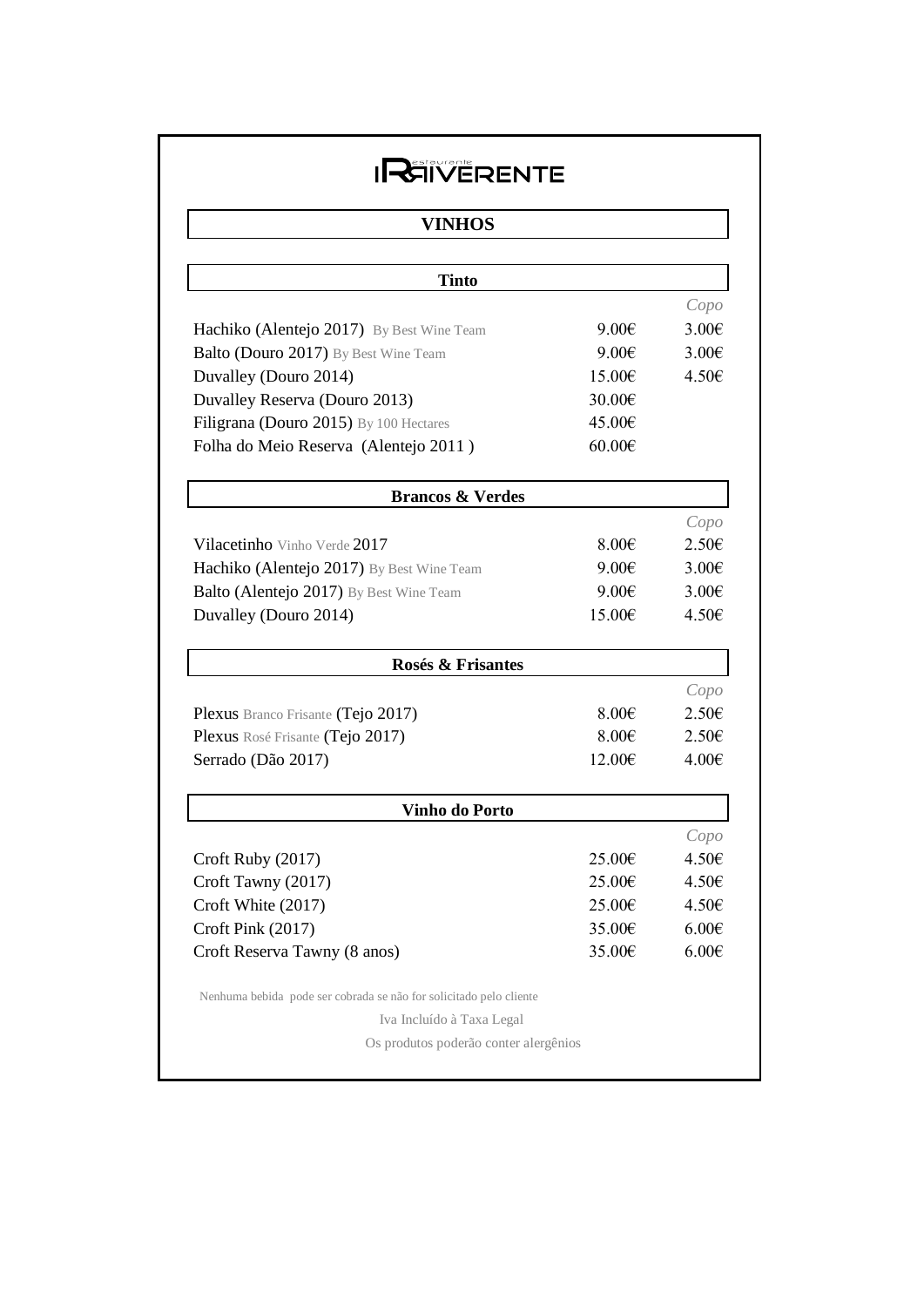# IRRIVERENTE

## VINHOS

### Tinto

| | | Copo |
|---|---|---|
| Hachiko (Alentejo 2017) By Best Wine Team | 9.00€ | 3.00€ |
| Balto (Douro 2017) By Best Wine Team | 9.00€ | 3.00€ |
| Duvalley (Douro 2014) | 15.00€ | 4.50€ |
| Duvalley Reserva (Douro 2013) | 30.00€ | |
| Filigrana (Douro 2015) By 100 Hectares | 45.00€ | |
| Folha do Meio Reserva (Alentejo 2011 ) | 60.00€ | |

### Brancos & Verdes

| | | Copo |
|---|---|---|
| Vilacetinho Vinho Verde 2017 | 8.00€ | 2.50€ |
| Hachiko (Alentejo 2017) By Best Wine Team | 9.00€ | 3.00€ |
| Balto (Alentejo 2017) By Best Wine Team | 9.00€ | 3.00€ |
| Duvalley (Douro 2014) | 15.00€ | 4.50€ |

### Rosés & Frisantes

| | | Copo |
|---|---|---|
| Plexus Branco Frisante (Tejo 2017) | 8.00€ | 2.50€ |
| Plexus Rosé Frisante (Tejo 2017) | 8.00€ | 2.50€ |
| Serrado (Dão 2017) | 12.00€ | 4.00€ |

### Vinho do Porto

| | | Copo |
|---|---|---|
| Croft Ruby (2017) | 25.00€ | 4.50€ |
| Croft Tawny (2017) | 25.00€ | 4.50€ |
| Croft White (2017) | 25.00€ | 4.50€ |
| Croft Pink (2017) | 35.00€ | 6.00€ |
| Croft Reserva Tawny (8 anos) | 35.00€ | 6.00€ |

Nenhuma bebida pode ser cobrada se não for solicitado pelo cliente

Iva Incluído à Taxa Legal

Os produtos poderão conter alergênios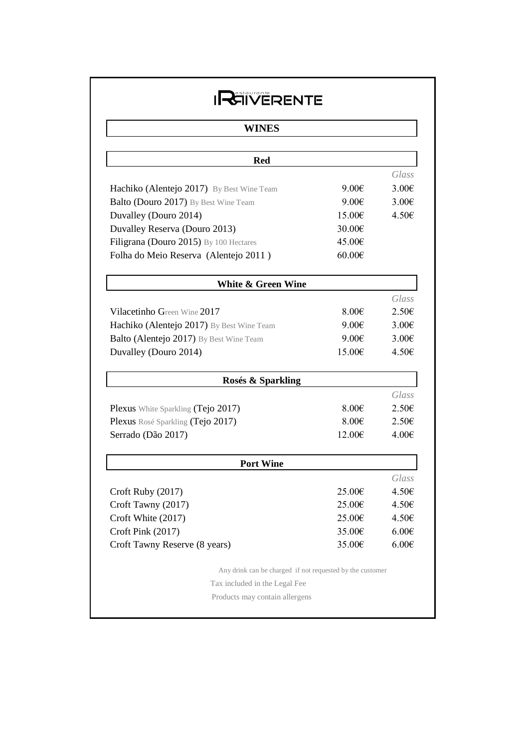# Restaurante IRRIVERENTE

## WINES

### Red

| | | Glass |
|---|---|---|
| Hachiko (Alentejo 2017) By Best Wine Team | 9.00€ | 3.00€ |
| Balto (Douro 2017) By Best Wine Team | 9.00€ | 3.00€ |
| Duvalley (Douro 2014) | 15.00€ | 4.50€ |
| Duvalley Reserva (Douro 2013) | 30.00€ | |
| Filigrana (Douro 2015) By 100 Hectares | 45.00€ | |
| Folha do Meio Reserva (Alentejo 2011 ) | 60.00€ | |

### White & Green Wine

| | | Glass |
|---|---|---|
| Vilacetinho Green Wine 2017 | 8.00€ | 2.50€ |
| Hachiko (Alentejo 2017) By Best Wine Team | 9.00€ | 3.00€ |
| Balto (Alentejo 2017) By Best Wine Team | 9.00€ | 3.00€ |
| Duvalley (Douro 2014) | 15.00€ | 4.50€ |

### Rosés & Sparkling

| | | Glass |
|---|---|---|
| Plexus White Sparkling (Tejo 2017) | 8.00€ | 2.50€ |
| Plexus Rosé Sparkling (Tejo 2017) | 8.00€ | 2.50€ |
| Serrado (Dão 2017) | 12.00€ | 4.00€ |

### Port Wine

| | | Glass |
|---|---|---|
| Croft Ruby (2017) | 25.00€ | 4.50€ |
| Croft Tawny (2017) | 25.00€ | 4.50€ |
| Croft White (2017) | 25.00€ | 4.50€ |
| Croft Pink (2017) | 35.00€ | 6.00€ |
| Croft Tawny Reserve (8 years) | 35.00€ | 6.00€ |

Any drink can be charged if not requested by the customer

Tax included in the Legal Fee

Products may contain allergens